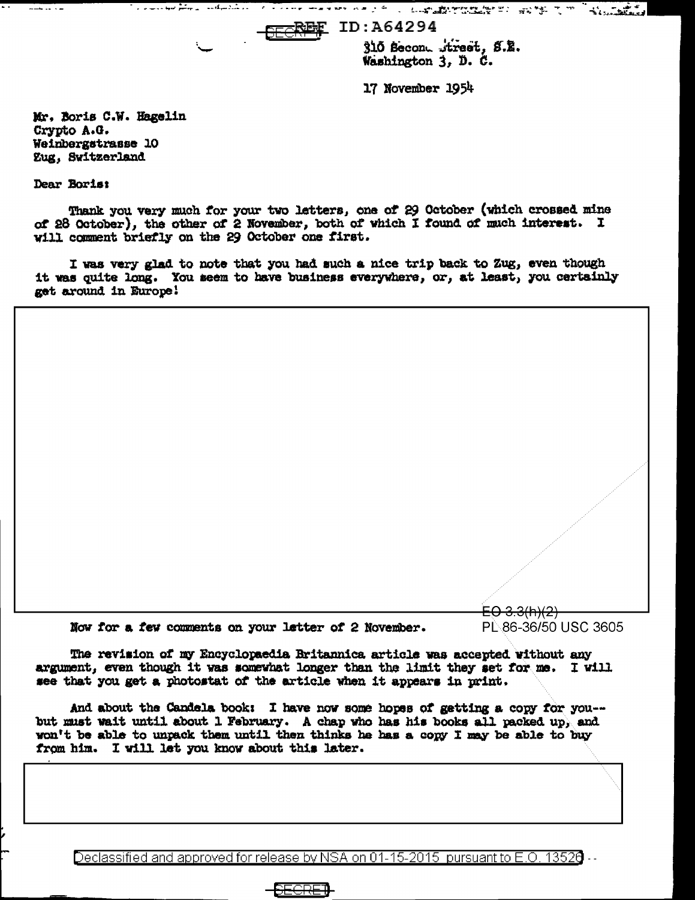REF ID:A64294

310 Second Street, S.E.
Washington 3, D. C.

17 November 1954

Mr. Boris C.W. Hagelin
Crypto A.G.
Weinbergstrasse 10
Zug, Switzerland

Dear Boris:

Thank you very much for your two letters, one of 29 October (which crossed mine of 28 October), the other of 2 November, both of which I found of much interest. I will comment briefly on the 29 October one first.

I was very glad to note that you had such a nice trip back to Zug, even though it was quite long. You seem to have business everywhere, or, at least, you certainly get around in Europe!

EO 3.3(h)(2)
PL 86-36/50 USC 3605

Now for a few comments on your letter of 2 November.

The revision of my Encyclopaedia Britannica article was accepted without any argument, even though it was somewhat longer than the limit they set for me. I will see that you get a photostat of the article when it appears in print.

And about the Candela book: I have now some hopes of getting a copy for you--but must wait until about 1 February. A chap who has his books all packed up, and won't be able to unpack them until then thinks he has a copy I may be able to buy from him. I will let you know about this later.

Declassified and approved for release by NSA on 01-15-2015 pursuant to E.O. 13526

SECRET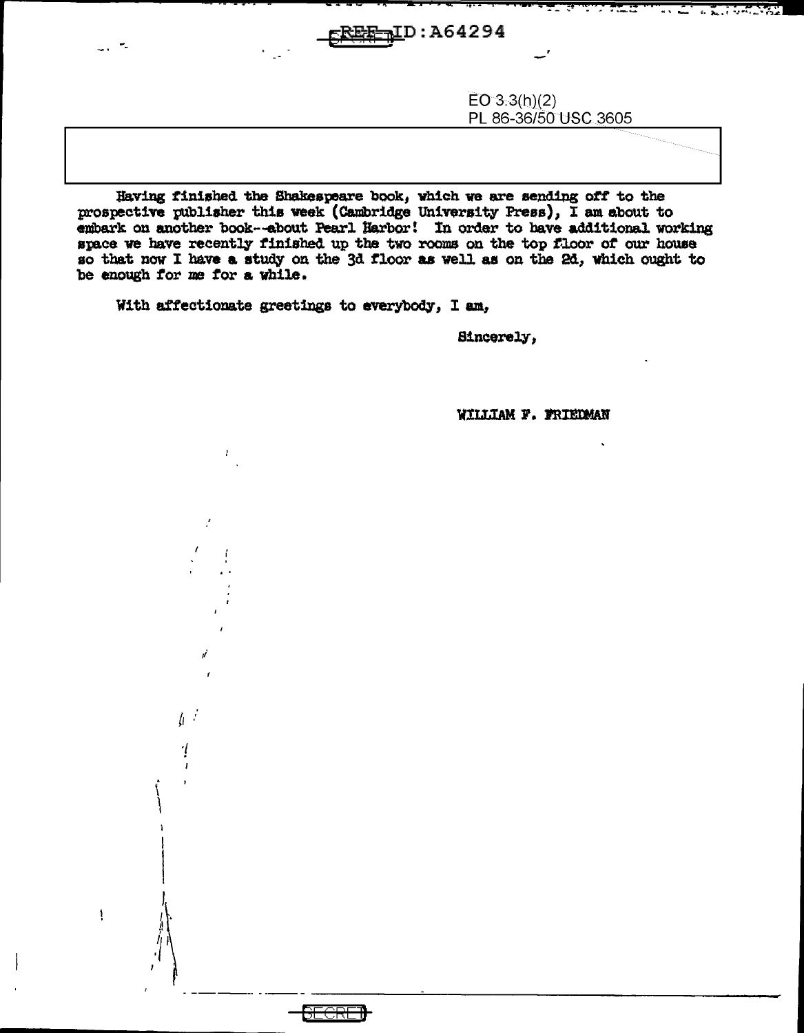REF ID:A64294

EO 3.3(h)(2)
PL 86-36/50 USC 3605

Having finished the Shakespeare book, which we are sending off to the prospective publisher this week (Cambridge University Press), I am about to embark on another book--about Pearl Harbor! In order to have additional working space we have recently finished up the two rooms on the top floor of our house so that now I have a study on the 3d floor as well as on the 2d, which ought to be enough for me for a while.

With affectionate greetings to everybody, I am,

Sincerely,

WILLIAM F. FRIEDMAN

SECRET